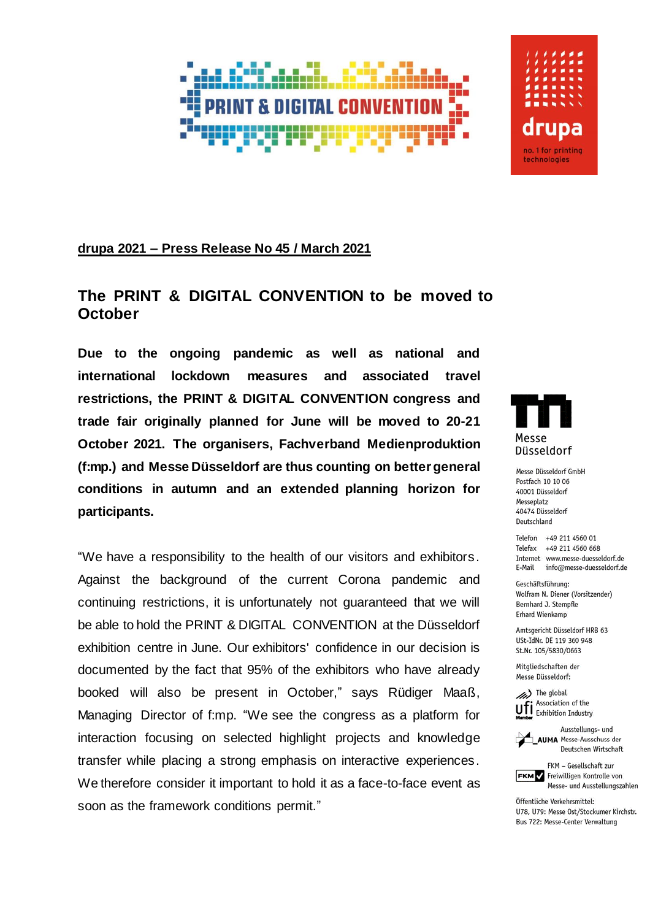**drupa 2021 – Press Release No 45 / March 2021**

# The PRINT & DIGITAL CONVENTION to be moved to October

**Due to the ongoing pandemic as well as national and international lockdown measures and associated travel restrictions, the PRINT & DIGITAL CONVENTION congress and trade fair originally planned for June will be moved to 20-21 October 2021. The organisers, Fachverband Medienproduktion (f:mp.) and Messe Düsseldorf are thus counting on better general conditions in autumn and an extended planning horizon for participants.**

"We have a responsibility to the health of our visitors and exhibitors. Against the background of the current Corona pandemic and continuing restrictions, it is unfortunately not guaranteed that we will be able to hold the PRINT & DIGITAL CONVENTION at the Düsseldorf exhibition centre in June. Our exhibitors' confidence in our decision is documented by the fact that 95% of the exhibitors who have already booked will also be present in October," says Rüdiger Maaß, Managing Director of f:mp. "We see the congress as a platform for interaction focusing on selected highlight projects and knowledge transfer while placing a strong emphasis on interactive experiences. We therefore consider it important to hold it as a face-to-face event as soon as the framework conditions permit."

Messe Düsseldorf

Messe Düsseldorf GmbH
Postfach 10 10 06
40001 Düsseldorf
Messeplatz
40474 Düsseldorf
Deutschland

Telefon +49 211 4560 01
Telefax +49 211 4560 668
Internet www.messe-duesseldorf.de
E-Mail info@messe-duesseldorf.de

Geschäftsführung:
Wolfram N. Diener (Vorsitzender)
Bernhard J. Stempfle
Erhard Wienkamp

Amtsgericht Düsseldorf HRB 63
USt-IdNr. DE 119 360 948
St.Nr. 105/5830/0663

Mitgliedschaften der Messe Düsseldorf:

The global Association of the Exhibition Industry

Ausstellungs- und Messe-Ausschuss der Deutschen Wirtschaft

FKM – Gesellschaft zur Freiwilligen Kontrolle von Messe- und Ausstellungszahlen

Öffentliche Verkehrsmittel:
U78, U79: Messe Ost/Stockumer Kirchstr.
Bus 722: Messe-Center Verwaltung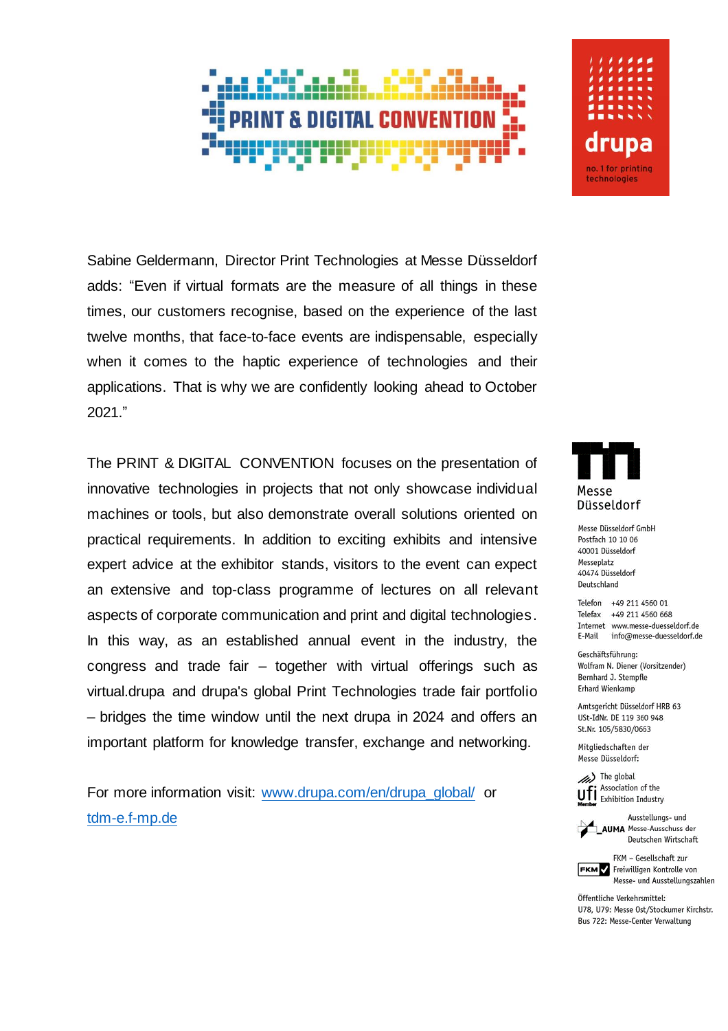Sabine Geldermann, Director Print Technologies at Messe Düsseldorf adds: "Even if virtual formats are the measure of all things in these times, our customers recognise, based on the experience of the last twelve months, that face-to-face events are indispensable, especially when it comes to the haptic experience of technologies and their applications. That is why we are confidently looking ahead to October 2021."

The PRINT & DIGITAL CONVENTION focuses on the presentation of innovative technologies in projects that not only showcase individual machines or tools, but also demonstrate overall solutions oriented on practical requirements. In addition to exciting exhibits and intensive expert advice at the exhibitor stands, visitors to the event can expect an extensive and top-class programme of lectures on all relevant aspects of corporate communication and print and digital technologies. In this way, as an established annual event in the industry, the congress and trade fair – together with virtual offerings such as virtual.drupa and drupa's global Print Technologies trade fair portfolio – bridges the time window until the next drupa in 2024 and offers an important platform for knowledge transfer, exchange and networking.

For more information visit: [www.drupa.com/en/drupa_global/](www.drupa.com/en/drupa_global/) or [tdm-e.f-mp.de](tdm-e.f-mp.de)

Messe Düsseldorf GmbH
Postfach 10 10 06
40001 Düsseldorf
Messeplatz
40474 Düsseldorf
Deutschland

Telefon +49 211 4560 01
Telefax +49 211 4560 668
Internet www.messe-duesseldorf.de
E-Mail info@messe-duesseldorf.de

Geschäftsführung:
Wolfram N. Diener (Vorsitzender)
Bernhard J. Stempfle
Erhard Wienkamp

Amtsgericht Düsseldorf HRB 63
USt-IdNr. DE 119 360 948
St.Nr. 105/5830/0663

Mitgliedschaften der
Messe Düsseldorf:

The global Association of the Exhibition Industry

Ausstellungs- und Messe-Ausschuss der Deutschen Wirtschaft

FKM – Gesellschaft zur Freiwilligen Kontrolle von Messe- und Ausstellungszahlen

Öffentliche Verkehrsmittel:
U78, U79: Messe Ost/Stockumer Kirchstr.
Bus 722: Messe-Center Verwaltung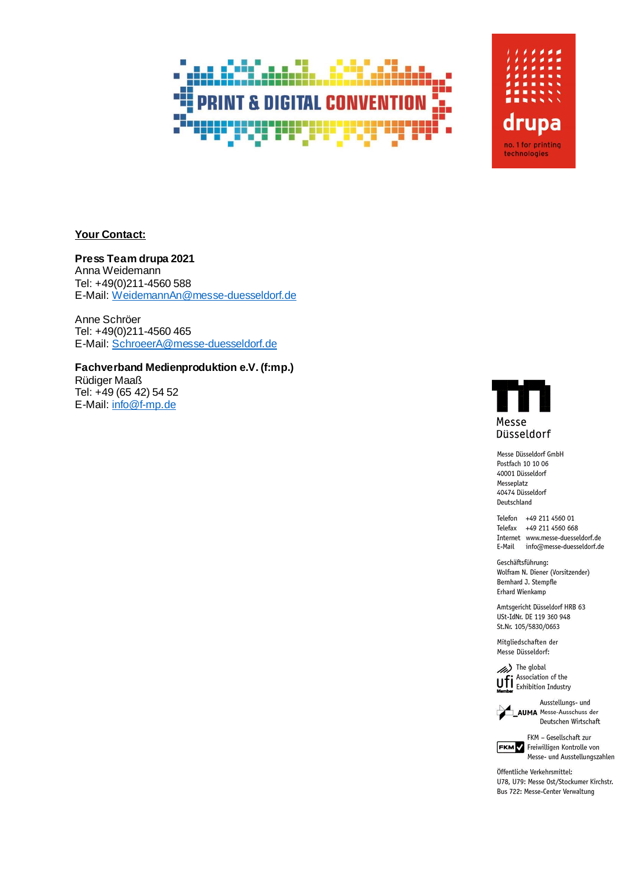**Your Contact:**

**Press Team drupa 2021**
Anna Weidemann
Tel: +49(0)211-4560 588
E-Mail: WeidemannAn@messe-duesseldorf.de

Anne Schröer
Tel: +49(0)211-4560 465
E-Mail: SchroeerA@messe-duesseldorf.de

**Fachverband Medienproduktion e.V. (f:mp.)**
Rüdiger Maaß
Tel: +49 (65 42) 54 52
E-Mail: info@f-mp.de

Messe Düsseldorf

Messe Düsseldorf GmbH
Postfach 10 10 06
40001 Düsseldorf
Messeplatz
40474 Düsseldorf
Deutschland

Telefon +49 211 4560 01
Telefax +49 211 4560 668
Internet www.messe-duesseldorf.de
E-Mail info@messe-duesseldorf.de

Geschäftsführung:
Wolfram N. Diener (Vorsitzender)
Bernhard J. Stempfle
Erhard Wienkamp

Amtsgericht Düsseldorf HRB 63
USt-IdNr. DE 119 360 948
St.Nr. 105/5830/0663

Mitgliedschaften der
Messe Düsseldorf:

ufi Member – The global Association of the Exhibition Industry

AUMA – Ausstellungs- und Messe-Ausschuss der Deutschen Wirtschaft

FKM – Gesellschaft zur Freiwilligen Kontrolle von Messe- und Ausstellungszahlen

Öffentliche Verkehrsmittel:
U78, U79: Messe Ost/Stockumer Kirchstr.
Bus 722: Messe-Center Verwaltung